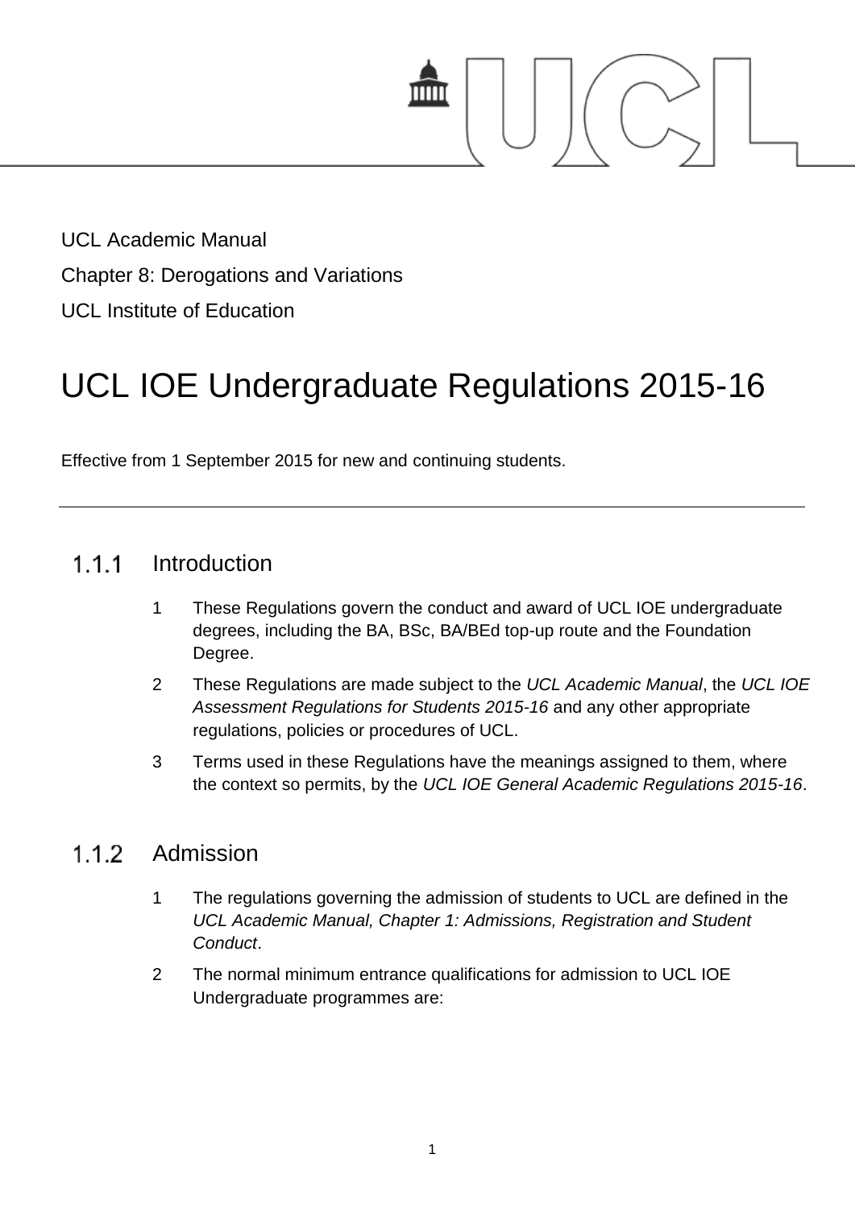UCL Academic Manual

Chapter 8: Derogations and Variations

UCL Institute of Education

# UCL IOE Undergraduate Regulations 2015-16

Effective from 1 September 2015 for new and continuing students.

---

## 1.1.1 Introduction

1. These Regulations govern the conduct and award of UCL IOE undergraduate degrees, including the BA, BSc, BA/BEd top-up route and the Foundation Degree.
2. These Regulations are made subject to the *UCL Academic Manual*, the *UCL IOE Assessment Regulations for Students 2015-16* and any other appropriate regulations, policies or procedures of UCL.
3. Terms used in these Regulations have the meanings assigned to them, where the context so permits, by the *UCL IOE General Academic Regulations 2015-16*.

## 1.1.2 Admission

1. The regulations governing the admission of students to UCL are defined in the *UCL Academic Manual, Chapter 1: Admissions, Registration and Student Conduct*.
2. The normal minimum entrance qualifications for admission to UCL IOE Undergraduate programmes are: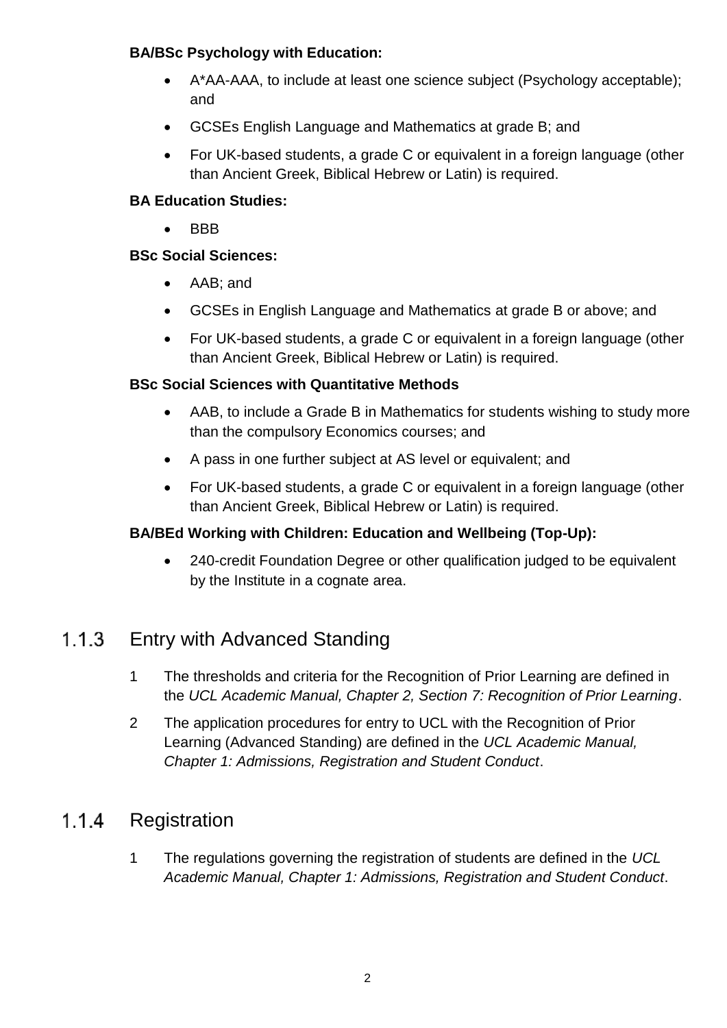**BA/BSc Psychology with Education:**

- A*AA-AAA, to include at least one science subject (Psychology acceptable); and
- GCSEs English Language and Mathematics at grade B; and
- For UK-based students, a grade C or equivalent in a foreign language (other than Ancient Greek, Biblical Hebrew or Latin) is required.

**BA Education Studies:**

- BBB

**BSc Social Sciences:**

- AAB; and
- GCSEs in English Language and Mathematics at grade B or above; and
- For UK-based students, a grade C or equivalent in a foreign language (other than Ancient Greek, Biblical Hebrew or Latin) is required.

**BSc Social Sciences with Quantitative Methods**

- AAB, to include a Grade B in Mathematics for students wishing to study more than the compulsory Economics courses; and
- A pass in one further subject at AS level or equivalent; and
- For UK-based students, a grade C or equivalent in a foreign language (other than Ancient Greek, Biblical Hebrew or Latin) is required.

**BA/BEd Working with Children: Education and Wellbeing (Top-Up):**

- 240-credit Foundation Degree or other qualification judged to be equivalent by the Institute in a cognate area.

### 1.1.3 Entry with Advanced Standing

1. The thresholds and criteria for the Recognition of Prior Learning are defined in the *UCL Academic Manual, Chapter 2, Section 7: Recognition of Prior Learning*.
2. The application procedures for entry to UCL with the Recognition of Prior Learning (Advanced Standing) are defined in the *UCL Academic Manual, Chapter 1: Admissions, Registration and Student Conduct*.

### 1.1.4 Registration

1. The regulations governing the registration of students are defined in the *UCL Academic Manual, Chapter 1: Admissions, Registration and Student Conduct*.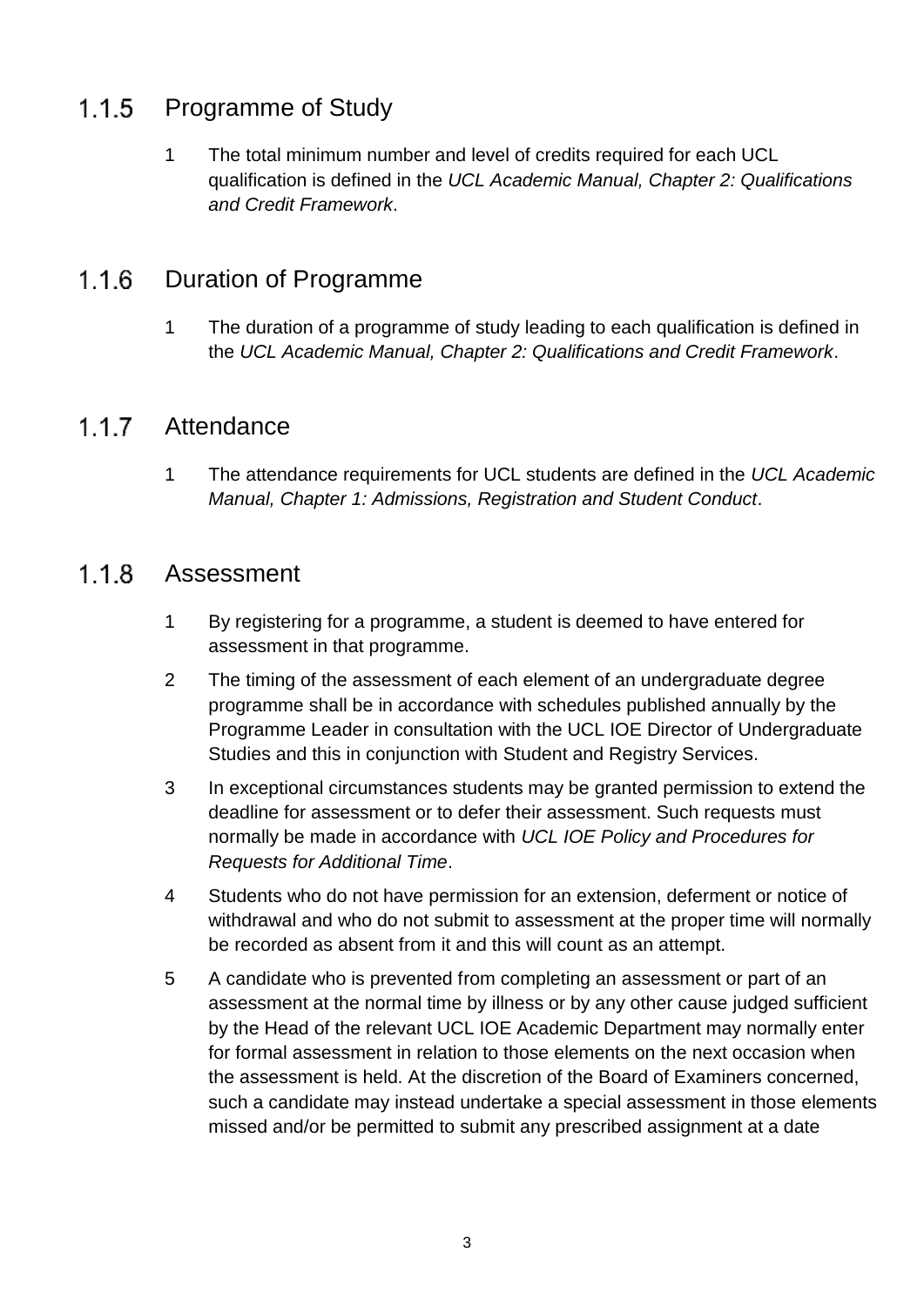### 1.1.5 Programme of Study

1. The total minimum number and level of credits required for each UCL qualification is defined in the *UCL Academic Manual, Chapter 2: Qualifications and Credit Framework*.

### 1.1.6 Duration of Programme

1. The duration of a programme of study leading to each qualification is defined in the *UCL Academic Manual, Chapter 2: Qualifications and Credit Framework*.

### 1.1.7 Attendance

1. The attendance requirements for UCL students are defined in the *UCL Academic Manual, Chapter 1: Admissions, Registration and Student Conduct*.

### 1.1.8 Assessment

1. By registering for a programme, a student is deemed to have entered for assessment in that programme.
2. The timing of the assessment of each element of an undergraduate degree programme shall be in accordance with schedules published annually by the Programme Leader in consultation with the UCL IOE Director of Undergraduate Studies and this in conjunction with Student and Registry Services.
3. In exceptional circumstances students may be granted permission to extend the deadline for assessment or to defer their assessment. Such requests must normally be made in accordance with *UCL IOE Policy and Procedures for Requests for Additional Time*.
4. Students who do not have permission for an extension, deferment or notice of withdrawal and who do not submit to assessment at the proper time will normally be recorded as absent from it and this will count as an attempt.
5. A candidate who is prevented from completing an assessment or part of an assessment at the normal time by illness or by any other cause judged sufficient by the Head of the relevant UCL IOE Academic Department may normally enter for formal assessment in relation to those elements on the next occasion when the assessment is held. At the discretion of the Board of Examiners concerned, such a candidate may instead undertake a special assessment in those elements missed and/or be permitted to submit any prescribed assignment at a date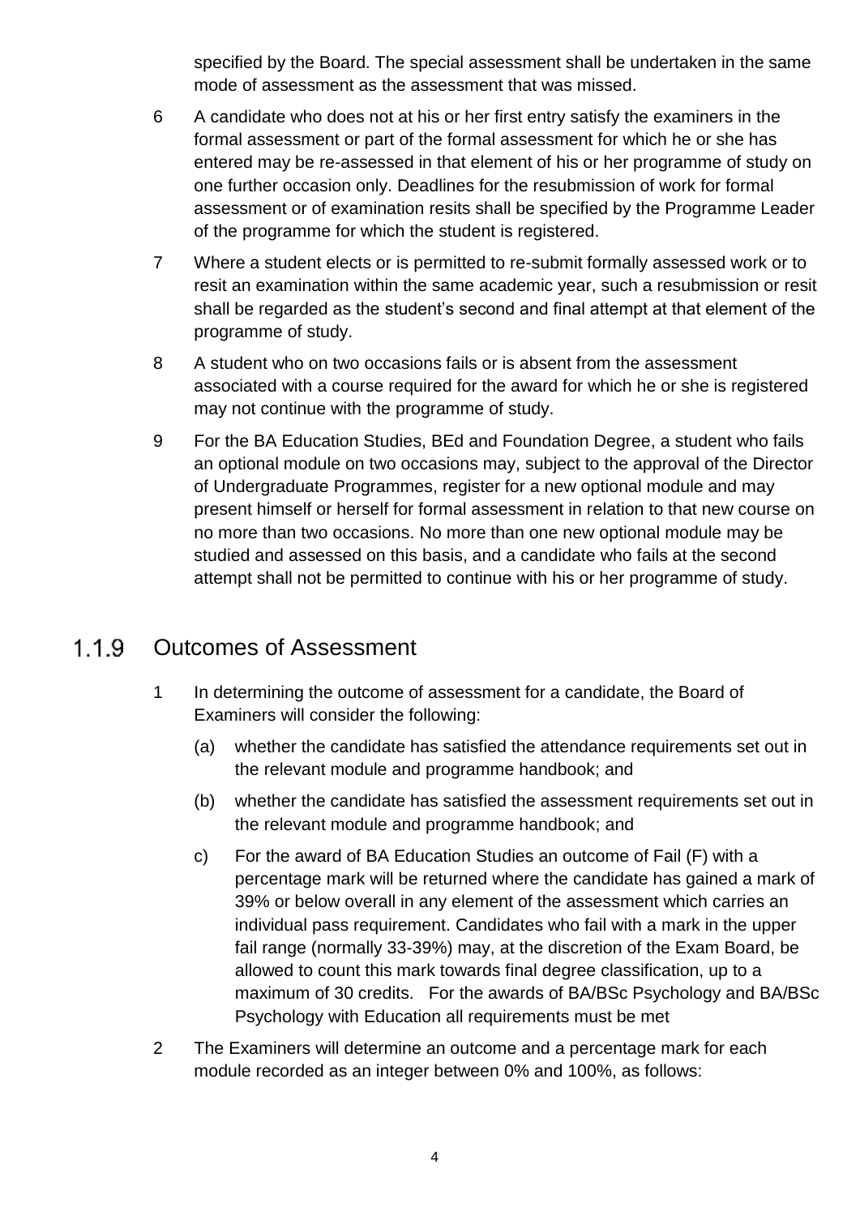specified by the Board. The special assessment shall be undertaken in the same mode of assessment as the assessment that was missed.

6 A candidate who does not at his or her first entry satisfy the examiners in the formal assessment or part of the formal assessment for which he or she has entered may be re-assessed in that element of his or her programme of study on one further occasion only. Deadlines for the resubmission of work for formal assessment or of examination resits shall be specified by the Programme Leader of the programme for which the student is registered.

7 Where a student elects or is permitted to re-submit formally assessed work or to resit an examination within the same academic year, such a resubmission or resit shall be regarded as the student's second and final attempt at that element of the programme of study.

8 A student who on two occasions fails or is absent from the assessment associated with a course required for the award for which he or she is registered may not continue with the programme of study.

9 For the BA Education Studies, BEd and Foundation Degree, a student who fails an optional module on two occasions may, subject to the approval of the Director of Undergraduate Programmes, register for a new optional module and may present himself or herself for formal assessment in relation to that new course on no more than two occasions. No more than one new optional module may be studied and assessed on this basis, and a candidate who fails at the second attempt shall not be permitted to continue with his or her programme of study.

### 1.1.9 Outcomes of Assessment

1 In determining the outcome of assessment for a candidate, the Board of Examiners will consider the following:

   (a) whether the candidate has satisfied the attendance requirements set out in the relevant module and programme handbook; and

   (b) whether the candidate has satisfied the assessment requirements set out in the relevant module and programme handbook; and

   c) For the award of BA Education Studies an outcome of Fail (F) with a percentage mark will be returned where the candidate has gained a mark of 39% or below overall in any element of the assessment which carries an individual pass requirement. Candidates who fail with a mark in the upper fail range (normally 33-39%) may, at the discretion of the Exam Board, be allowed to count this mark towards final degree classification, up to a maximum of 30 credits. For the awards of BA/BSc Psychology and BA/BSc Psychology with Education all requirements must be met

2 The Examiners will determine an outcome and a percentage mark for each module recorded as an integer between 0% and 100%, as follows: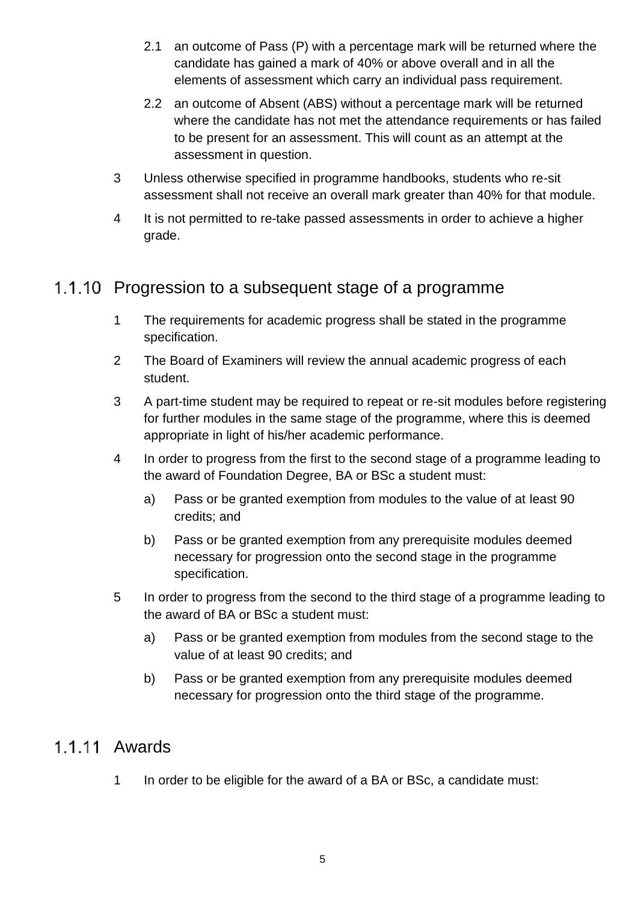2.1 an outcome of Pass (P) with a percentage mark will be returned where the candidate has gained a mark of 40% or above overall and in all the elements of assessment which carry an individual pass requirement.

2.2 an outcome of Absent (ABS) without a percentage mark will be returned where the candidate has not met the attendance requirements or has failed to be present for an assessment. This will count as an attempt at the assessment in question.

3 Unless otherwise specified in programme handbooks, students who re-sit assessment shall not receive an overall mark greater than 40% for that module.

4 It is not permitted to re-take passed assessments in order to achieve a higher grade.

### 1.1.10 Progression to a subsequent stage of a programme

1 The requirements for academic progress shall be stated in the programme specification.

2 The Board of Examiners will review the annual academic progress of each student.

3 A part-time student may be required to repeat or re-sit modules before registering for further modules in the same stage of the programme, where this is deemed appropriate in light of his/her academic performance.

4 In order to progress from the first to the second stage of a programme leading to the award of Foundation Degree, BA or BSc a student must:

a) Pass or be granted exemption from modules to the value of at least 90 credits; and

b) Pass or be granted exemption from any prerequisite modules deemed necessary for progression onto the second stage in the programme specification.

5 In order to progress from the second to the third stage of a programme leading to the award of BA or BSc a student must:

a) Pass or be granted exemption from modules from the second stage to the value of at least 90 credits; and

b) Pass or be granted exemption from any prerequisite modules deemed necessary for progression onto the third stage of the programme.

### 1.1.11 Awards

1 In order to be eligible for the award of a BA or BSc, a candidate must: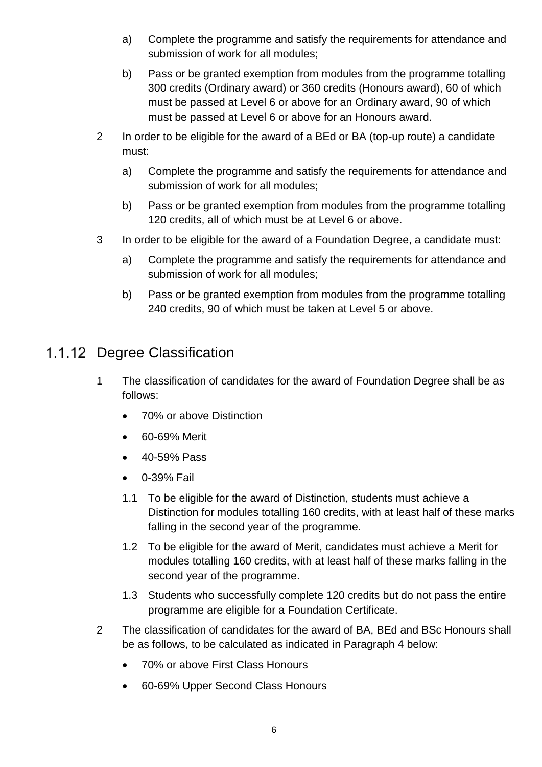a) Complete the programme and satisfy the requirements for attendance and submission of work for all modules;

b) Pass or be granted exemption from modules from the programme totalling 300 credits (Ordinary award) or 360 credits (Honours award), 60 of which must be passed at Level 6 or above for an Ordinary award, 90 of which must be passed at Level 6 or above for an Honours award.

2 In order to be eligible for the award of a BEd or BA (top-up route) a candidate must:

a) Complete the programme and satisfy the requirements for attendance and submission of work for all modules;

b) Pass or be granted exemption from modules from the programme totalling 120 credits, all of which must be at Level 6 or above.

3 In order to be eligible for the award of a Foundation Degree, a candidate must:

a) Complete the programme and satisfy the requirements for attendance and submission of work for all modules;

b) Pass or be granted exemption from modules from the programme totalling 240 credits, 90 of which must be taken at Level 5 or above.

### 1.1.12 Degree Classification

1 The classification of candidates for the award of Foundation Degree shall be as follows:

- 70% or above Distinction
- 60-69% Merit
- 40-59% Pass
- 0-39% Fail

1.1 To be eligible for the award of Distinction, students must achieve a Distinction for modules totalling 160 credits, with at least half of these marks falling in the second year of the programme.

1.2 To be eligible for the award of Merit, candidates must achieve a Merit for modules totalling 160 credits, with at least half of these marks falling in the second year of the programme.

1.3 Students who successfully complete 120 credits but do not pass the entire programme are eligible for a Foundation Certificate.

2 The classification of candidates for the award of BA, BEd and BSc Honours shall be as follows, to be calculated as indicated in Paragraph 4 below:

- 70% or above First Class Honours
- 60-69% Upper Second Class Honours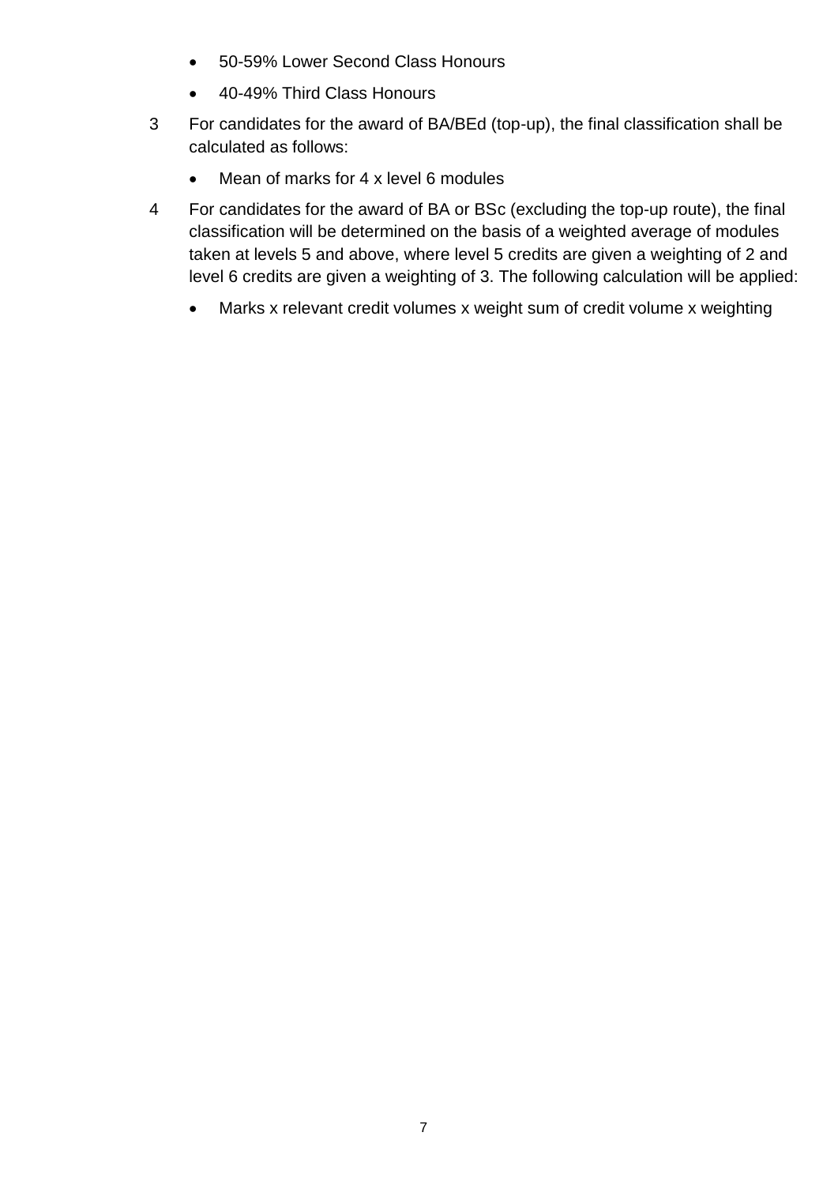- 50-59% Lower Second Class Honours
- 40-49% Third Class Honours

3 For candidates for the award of BA/BEd (top-up), the final classification shall be calculated as follows:

   - Mean of marks for 4 x level 6 modules

4 For candidates for the award of BA or BSc (excluding the top-up route), the final classification will be determined on the basis of a weighted average of modules taken at levels 5 and above, where level 5 credits are given a weighting of 2 and level 6 credits are given a weighting of 3. The following calculation will be applied:

   - Marks x relevant credit volumes x weight sum of credit volume x weighting